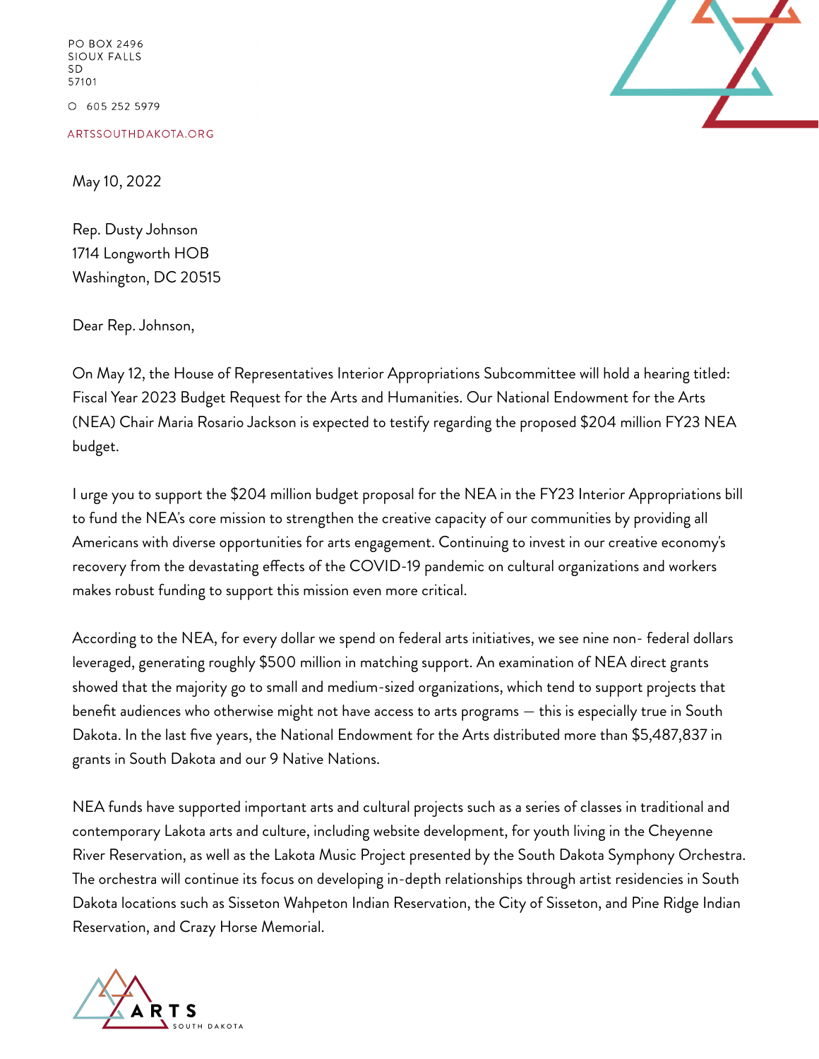PO BOX 2496
SIOUX FALLS
SD
57101

O 605 252 5979

ARTSSOUTHDAKOTA.ORG

May 10, 2022

Rep. Dusty Johnson
1714 Longworth HOB
Washington, DC 20515

Dear Rep. Johnson,

On May 12, the House of Representatives Interior Appropriations Subcommittee will hold a hearing titled: Fiscal Year 2023 Budget Request for the Arts and Humanities. Our National Endowment for the Arts (NEA) Chair Maria Rosario Jackson is expected to testify regarding the proposed $204 million FY23 NEA budget.

I urge you to support the $204 million budget proposal for the NEA in the FY23 Interior Appropriations bill to fund the NEA's core mission to strengthen the creative capacity of our communities by providing all Americans with diverse opportunities for arts engagement. Continuing to invest in our creative economy's recovery from the devastating effects of the COVID-19 pandemic on cultural organizations and workers makes robust funding to support this mission even more critical.

According to the NEA, for every dollar we spend on federal arts initiatives, we see nine non- federal dollars leveraged, generating roughly $500 million in matching support. An examination of NEA direct grants showed that the majority go to small and medium-sized organizations, which tend to support projects that benefit audiences who otherwise might not have access to arts programs — this is especially true in South Dakota. In the last five years, the National Endowment for the Arts distributed more than $5,487,837 in grants in South Dakota and our 9 Native Nations.

NEA funds have supported important arts and cultural projects such as a series of classes in traditional and contemporary Lakota arts and culture, including website development, for youth living in the Cheyenne River Reservation, as well as the Lakota Music Project presented by the South Dakota Symphony Orchestra. The orchestra will continue its focus on developing in-depth relationships through artist residencies in South Dakota locations such as Sisseton Wahpeton Indian Reservation, the City of Sisseton, and Pine Ridge Indian Reservation, and Crazy Horse Memorial.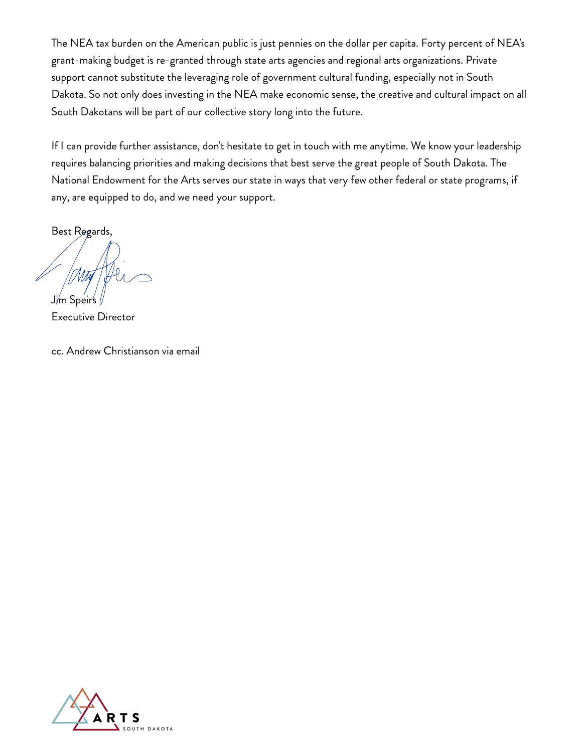The NEA tax burden on the American public is just pennies on the dollar per capita. Forty percent of NEA's grant-making budget is re-granted through state arts agencies and regional arts organizations. Private support cannot substitute the leveraging role of government cultural funding, especially not in South Dakota. So not only does investing in the NEA make economic sense, the creative and cultural impact on all South Dakotans will be part of our collective story long into the future.

If I can provide further assistance, don't hesitate to get in touch with me anytime. We know your leadership requires balancing priorities and making decisions that best serve the great people of South Dakota. The National Endowment for the Arts serves our state in ways that very few other federal or state programs, if any, are equipped to do, and we need your support.

Best Regards,

Jim Speirs
Executive Director

cc. Andrew Christianson via email

ARTS SOUTH DAKOTA